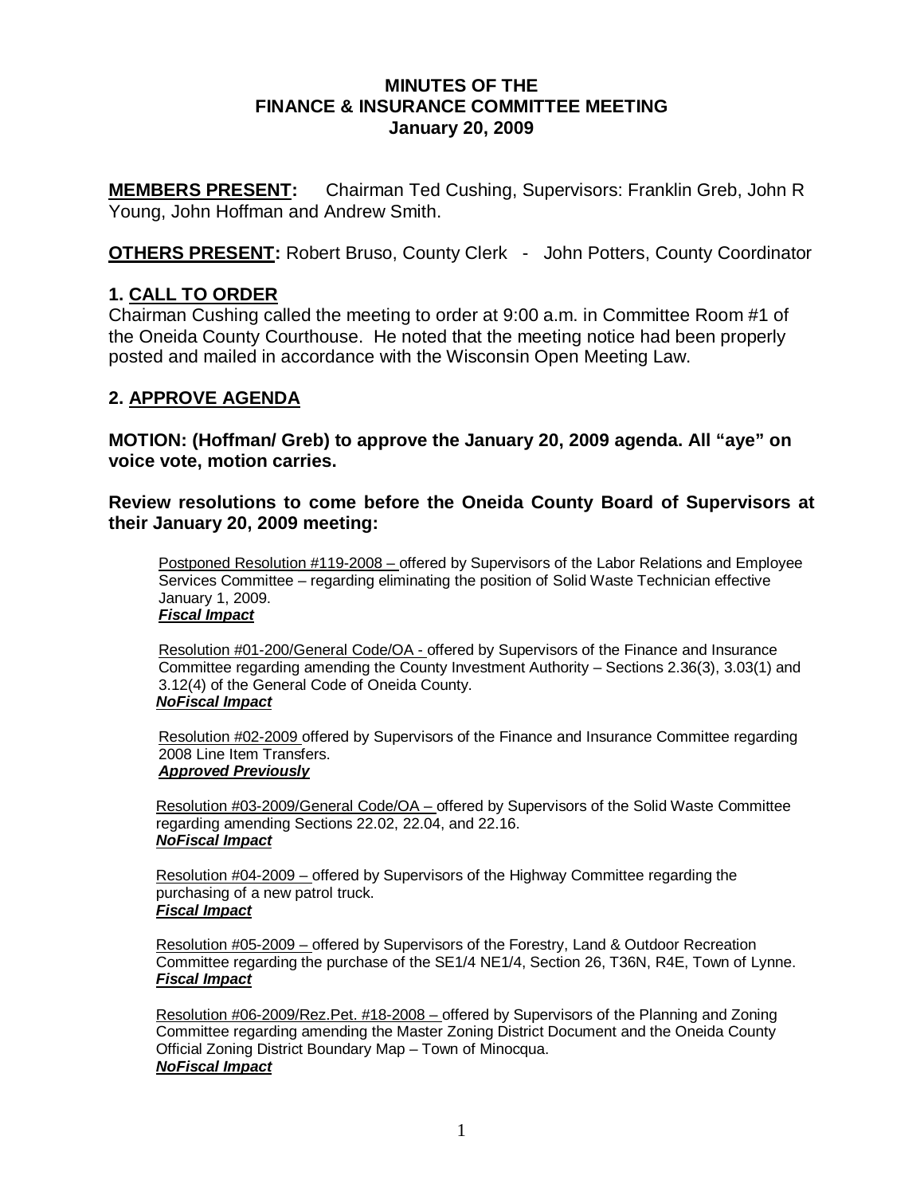# MINUTES OF THE FINANCE & INSURANCE COMMITTEE MEETING January 20, 2009

**MEMBERS PRESENT:** Chairman Ted Cushing, Supervisors: Franklin Greb, John R Young, John Hoffman and Andrew Smith.

**OTHERS PRESENT:** Robert Bruso, County Clerk - John Potters, County Coordinator

## 1. CALL TO ORDER

Chairman Cushing called the meeting to order at 9:00 a.m. in Committee Room #1 of the Oneida County Courthouse. He noted that the meeting notice had been properly posted and mailed in accordance with the Wisconsin Open Meeting Law.

## 2. APPROVE AGENDA

**MOTION: (Hoffman/ Greb) to approve the January 20, 2009 agenda. All "aye" on voice vote, motion carries.**

**Review resolutions to come before the Oneida County Board of Supervisors at their January 20, 2009 meeting:**

Postponed Resolution #119-2008 – offered by Supervisors of the Labor Relations and Employee Services Committee – regarding eliminating the position of Solid Waste Technician effective January 1, 2009.
***Fiscal Impact***

Resolution #01-200/General Code/OA - offered by Supervisors of the Finance and Insurance Committee regarding amending the County Investment Authority – Sections 2.36(3), 3.03(1) and 3.12(4) of the General Code of Oneida County.
***NoFiscal Impact***

Resolution #02-2009 offered by Supervisors of the Finance and Insurance Committee regarding 2008 Line Item Transfers.
***Approved Previously***

Resolution #03-2009/General Code/OA – offered by Supervisors of the Solid Waste Committee regarding amending Sections 22.02, 22.04, and 22.16.
***NoFiscal Impact***

Resolution #04-2009 – offered by Supervisors of the Highway Committee regarding the purchasing of a new patrol truck.
***Fiscal Impact***

Resolution #05-2009 – offered by Supervisors of the Forestry, Land & Outdoor Recreation Committee regarding the purchase of the SE1/4 NE1/4, Section 26, T36N, R4E, Town of Lynne.
***Fiscal Impact***

Resolution #06-2009/Rez.Pet. #18-2008 – offered by Supervisors of the Planning and Zoning Committee regarding amending the Master Zoning District Document and the Oneida County Official Zoning District Boundary Map – Town of Minocqua.
***NoFiscal Impact***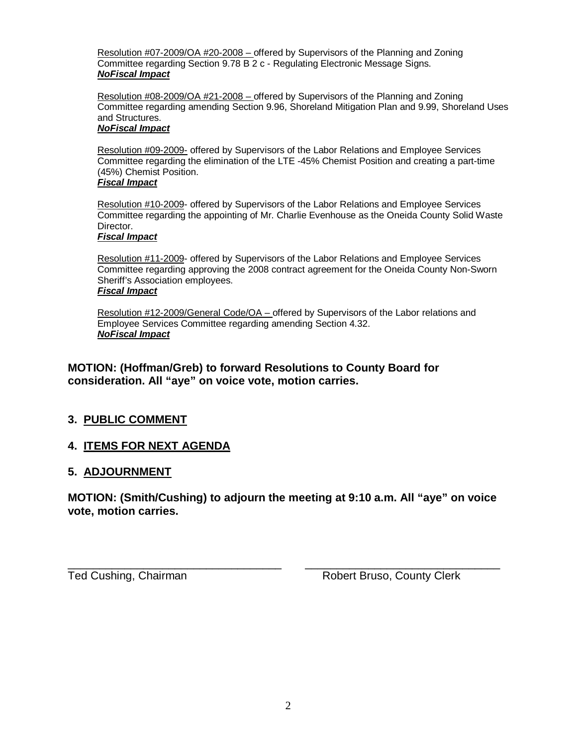Resolution #07-2009/OA #20-2008 – offered by Supervisors of the Planning and Zoning Committee regarding Section 9.78 B 2 c - Regulating Electronic Message Signs.
***NoFiscal Impact***

Resolution #08-2009/OA #21-2008 – offered by Supervisors of the Planning and Zoning Committee regarding amending Section 9.96, Shoreland Mitigation Plan and 9.99, Shoreland Uses and Structures.
***NoFiscal Impact***

Resolution #09-2009- offered by Supervisors of the Labor Relations and Employee Services Committee regarding the elimination of the LTE -45% Chemist Position and creating a part-time (45%) Chemist Position.
***Fiscal Impact***

Resolution #10-2009- offered by Supervisors of the Labor Relations and Employee Services Committee regarding the appointing of Mr. Charlie Evenhouse as the Oneida County Solid Waste Director.
***Fiscal Impact***

Resolution #11-2009- offered by Supervisors of the Labor Relations and Employee Services Committee regarding approving the 2008 contract agreement for the Oneida County Non-Sworn Sheriff's Association employees.
***Fiscal Impact***

Resolution #12-2009/General Code/OA – offered by Supervisors of the Labor relations and Employee Services Committee regarding amending Section 4.32.
***NoFiscal Impact***

**MOTION: (Hoffman/Greb) to forward Resolutions to County Board for consideration. All "aye" on voice vote, motion carries.**

## 3. PUBLIC COMMENT

## 4. ITEMS FOR NEXT AGENDA

## 5. ADJOURNMENT

**MOTION: (Smith/Cushing) to adjourn the meeting at 9:10 a.m. All "aye" on voice vote, motion carries.**

\_\_\_\_\_\_\_\_\_\_\_\_\_\_\_\_\_\_\_\_\_\_\_\_\_\_\_\_\_\_\_\_ \_\_\_\_\_\_\_\_\_\_\_\_\_\_\_\_\_\_\_\_\_\_\_\_\_\_\_\_\_\_\_\_

Ted Cushing, Chairman Robert Bruso, County Clerk